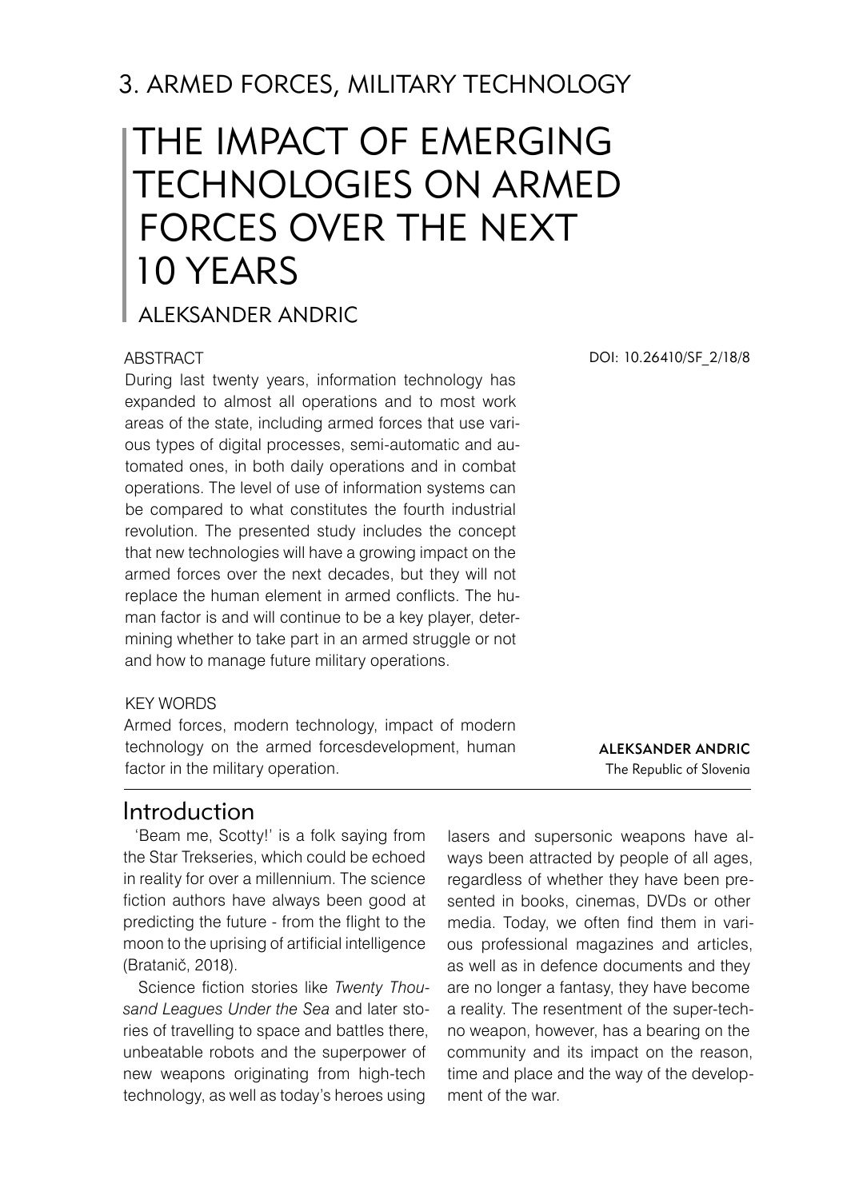# 3. ARMED FORCES, MILITARY TECHNOLOGY

# THE IMPACT OF EMERGING TECHNOLOGIES ON ARMED FORCES OVER THE NEXT 10 YEARS

## ALEKSANDER ANDRIC

DOI: 10.26410/SF_2/18/8

### ABSTRACT

During last twenty years, information technology has expanded to almost all operations and to most work areas of the state, including armed forces that use various types of digital processes, semi-automatic and automated ones, in both daily operations and in combat operations. The level of use of information systems can be compared to what constitutes the fourth industrial revolution. The presented study includes the concept that new technologies will have a growing impact on the armed forces over the next decades, but they will not replace the human element in armed conflicts. The human factor is and will continue to be a key player, determining whether to take part in an armed struggle or not and how to manage future military operations.

### KEY WORDS

Armed forces, modern technology, impact of modern technology on the armed forcesdevelopment, human factor in the military operation.

**ALEKSANDER ANDRIC**
The Republic of Slovenia

## Introduction

'Beam me, Scotty!' is a folk saying from the Star Trekseries, which could be echoed in reality for over a millennium. The science fiction authors have always been good at predicting the future - from the flight to the moon to the uprising of artificial intelligence (Bratanič, 2018).

Science fiction stories like *Twenty Thousand Leagues Under the Sea* and later stories of travelling to space and battles there, unbeatable robots and the superpower of new weapons originating from high-tech technology, as well as today's heroes using lasers and supersonic weapons have always been attracted by people of all ages, regardless of whether they have been presented in books, cinemas, DVDs or other media. Today, we often find them in various professional magazines and articles, as well as in defence documents and they are no longer a fantasy, they have become a reality. The resentment of the super-techno weapon, however, has a bearing on the community and its impact on the reason, time and place and the way of the development of the war.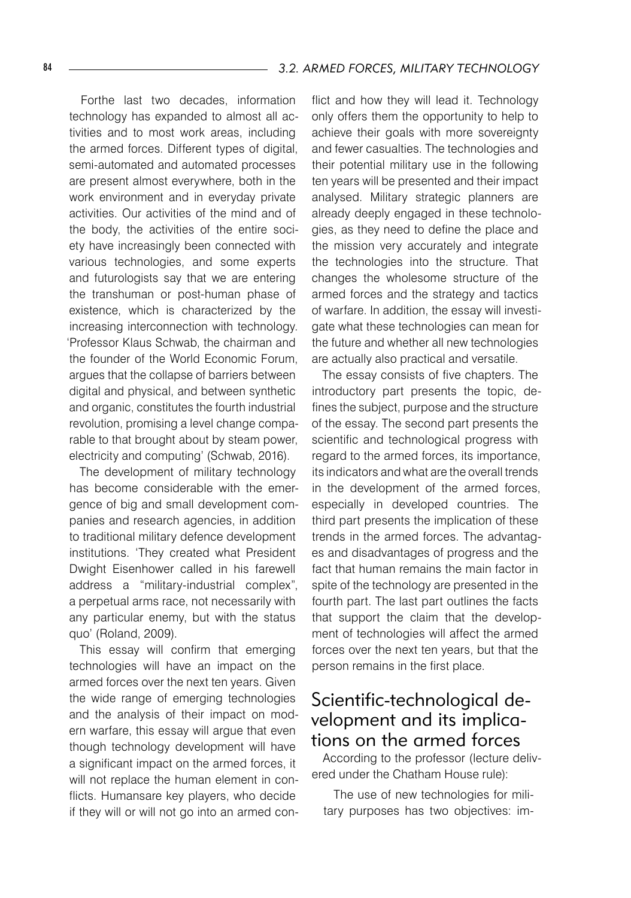Forthe last two decades, information technology has expanded to almost all activities and to most work areas, including the armed forces. Different types of digital, semi-automated and automated processes are present almost everywhere, both in the work environment and in everyday private activities. Our activities of the mind and of the body, the activities of the entire society have increasingly been connected with various technologies, and some experts and futurologists say that we are entering the transhuman or post-human phase of existence, which is characterized by the increasing interconnection with technology. 'Professor Klaus Schwab, the chairman and the founder of the World Economic Forum, argues that the collapse of barriers between digital and physical, and between synthetic and organic, constitutes the fourth industrial revolution, promising a level change comparable to that brought about by steam power, electricity and computing' (Schwab, 2016).

The development of military technology has become considerable with the emergence of big and small development companies and research agencies, in addition to traditional military defence development institutions. 'They created what President Dwight Eisenhower called in his farewell address a "military-industrial complex", a perpetual arms race, not necessarily with any particular enemy, but with the status quo' (Roland, 2009).

This essay will confirm that emerging technologies will have an impact on the armed forces over the next ten years. Given the wide range of emerging technologies and the analysis of their impact on modern warfare, this essay will argue that even though technology development will have a significant impact on the armed forces, it will not replace the human element in conflicts. Humansare key players, who decide if they will or will not go into an armed conflict and how they will lead it. Technology only offers them the opportunity to help to achieve their goals with more sovereignty and fewer casualties. The technologies and their potential military use in the following ten years will be presented and their impact analysed. Military strategic planners are already deeply engaged in these technologies, as they need to define the place and the mission very accurately and integrate the technologies into the structure. That changes the wholesome structure of the armed forces and the strategy and tactics of warfare. In addition, the essay will investigate what these technologies can mean for the future and whether all new technologies are actually also practical and versatile.

The essay consists of five chapters. The introductory part presents the topic, defines the subject, purpose and the structure of the essay. The second part presents the scientific and technological progress with regard to the armed forces, its importance, its indicators and what are the overall trends in the development of the armed forces, especially in developed countries. The third part presents the implication of these trends in the armed forces. The advantages and disadvantages of progress and the fact that human remains the main factor in spite of the technology are presented in the fourth part. The last part outlines the facts that support the claim that the development of technologies will affect the armed forces over the next ten years, but that the person remains in the first place.

## Scientific-technological development and its implications on the armed forces

According to the professor (lecture delivered under the Chatham House rule):

> The use of new technologies for military purposes has two objectives: im-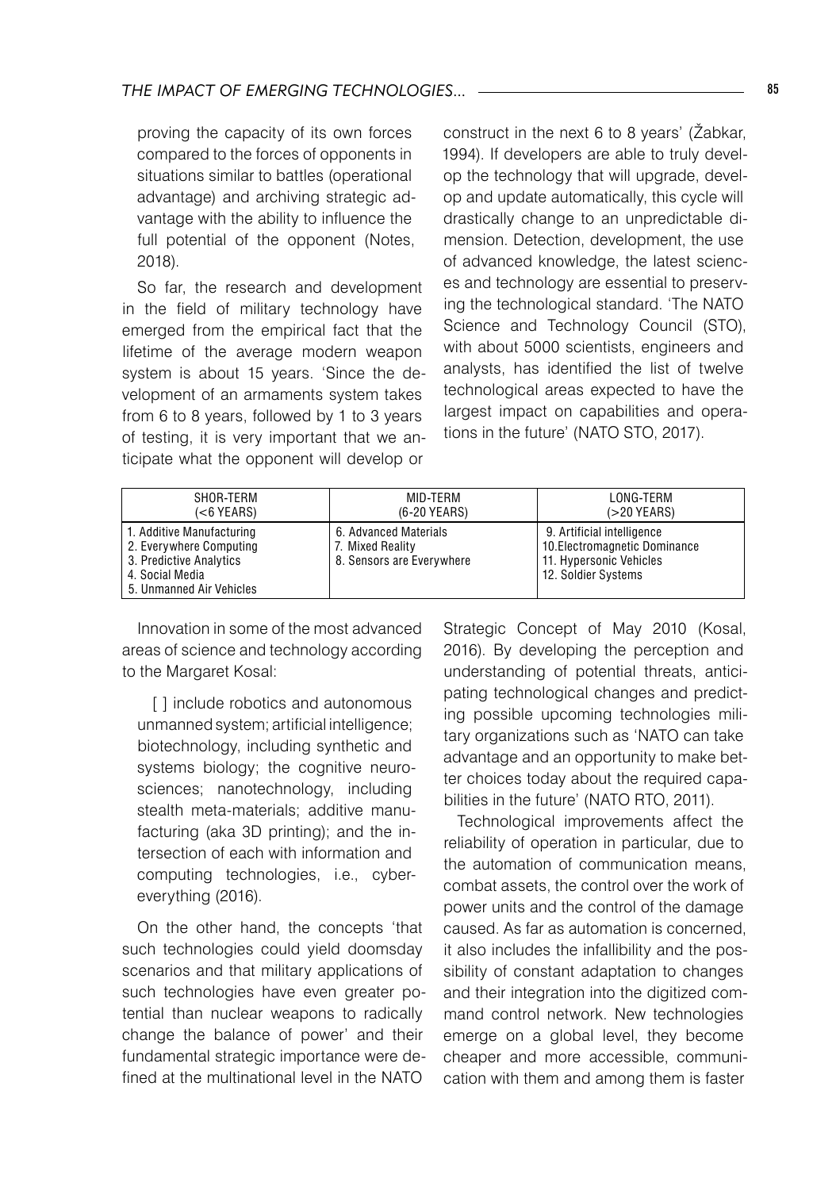proving the capacity of its own forces compared to the forces of opponents in situations similar to battles (operational advantage) and archiving strategic advantage with the ability to influence the full potential of the opponent (Notes, 2018).

So far, the research and development in the field of military technology have emerged from the empirical fact that the lifetime of the average modern weapon system is about 15 years. 'Since the development of an armaments system takes from 6 to 8 years, followed by 1 to 3 years of testing, it is very important that we anticipate what the opponent will develop or construct in the next 6 to 8 years' (Žabkar, 1994). If developers are able to truly develop the technology that will upgrade, develop and update automatically, this cycle will drastically change to an unpredictable dimension. Detection, development, the use of advanced knowledge, the latest sciences and technology are essential to preserving the technological standard. 'The NATO Science and Technology Council (STO), with about 5000 scientists, engineers and analysts, has identified the list of twelve technological areas expected to have the largest impact on capabilities and operations in the future' (NATO STO, 2017).

| SHOR-TERM (<6 YEARS) | MID-TERM (6-20 YEARS) | LONG-TERM (>20 YEARS) |
|---|---|---|
| 1. Additive Manufacturing<br>2. Everywhere Computing<br>3. Predictive Analytics<br>4. Social Media<br>5. Unmanned Air Vehicles | 6. Advanced Materials<br>7. Mixed Reality<br>8. Sensors are Everywhere | 9. Artificial intelligence<br>10. Electromagnetic Dominance<br>11. Hypersonic Vehicles<br>12. Soldier Systems |

Innovation in some of the most advanced areas of science and technology according to the Margaret Kosal:

> [ ] include robotics and autonomous unmanned system; artificial intelligence; biotechnology, including synthetic and systems biology; the cognitive neurosciences; nanotechnology, including stealth meta-materials; additive manufacturing (aka 3D printing); and the intersection of each with information and computing technologies, i.e., cyber-everything (2016).

On the other hand, the concepts 'that such technologies could yield doomsday scenarios and that military applications of such technologies have even greater potential than nuclear weapons to radically change the balance of power' and their fundamental strategic importance were defined at the multinational level in the NATO Strategic Concept of May 2010 (Kosal, 2016). By developing the perception and understanding of potential threats, anticipating technological changes and predicting possible upcoming technologies military organizations such as 'NATO can take advantage and an opportunity to make better choices today about the required capabilities in the future' (NATO RTO, 2011).

Technological improvements affect the reliability of operation in particular, due to the automation of communication means, combat assets, the control over the work of power units and the control of the damage caused. As far as automation is concerned, it also includes the infallibility and the possibility of constant adaptation to changes and their integration into the digitized command control network. New technologies emerge on a global level, they become cheaper and more accessible, communication with them and among them is faster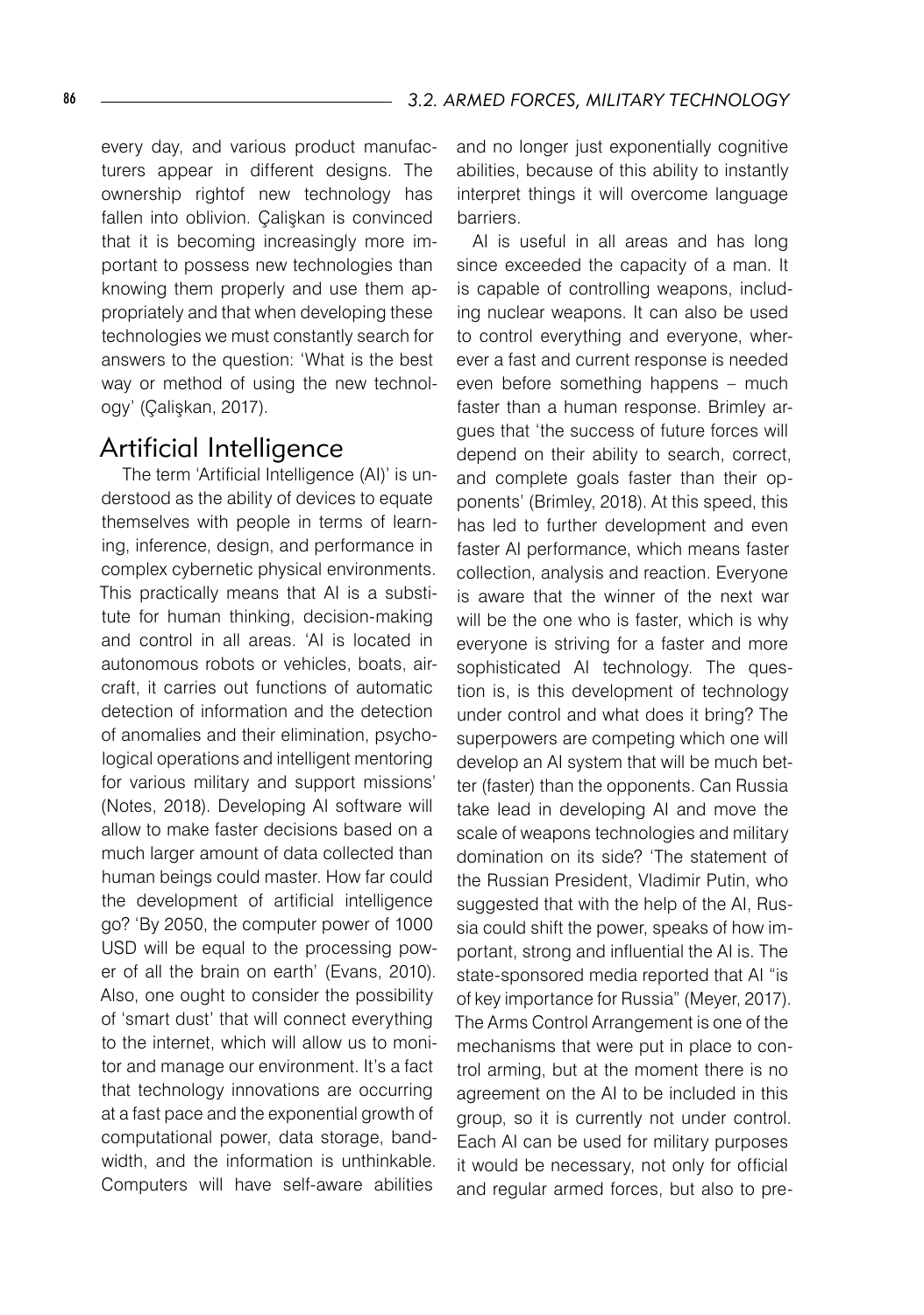every day, and various product manufacturers appear in different designs. The ownership rightof new technology has fallen into oblivion. Çalişkan is convinced that it is becoming increasingly more important to possess new technologies than knowing them properly and use them appropriately and that when developing these technologies we must constantly search for answers to the question: 'What is the best way or method of using the new technology' (Çalişkan, 2017).

## Artificial Intelligence

The term 'Artificial Intelligence (AI)' is understood as the ability of devices to equate themselves with people in terms of learning, inference, design, and performance in complex cybernetic physical environments. This practically means that AI is a substitute for human thinking, decision-making and control in all areas. 'AI is located in autonomous robots or vehicles, boats, aircraft, it carries out functions of automatic detection of information and the detection of anomalies and their elimination, psychological operations and intelligent mentoring for various military and support missions' (Notes, 2018). Developing AI software will allow to make faster decisions based on a much larger amount of data collected than human beings could master. How far could the development of artificial intelligence go? 'By 2050, the computer power of 1000 USD will be equal to the processing power of all the brain on earth' (Evans, 2010). Also, one ought to consider the possibility of 'smart dust' that will connect everything to the internet, which will allow us to monitor and manage our environment. It's a fact that technology innovations are occurring at a fast pace and the exponential growth of computational power, data storage, bandwidth, and the information is unthinkable. Computers will have self-aware abilities and no longer just exponentially cognitive abilities, because of this ability to instantly interpret things it will overcome language barriers.

AI is useful in all areas and has long since exceeded the capacity of a man. It is capable of controlling weapons, including nuclear weapons. It can also be used to control everything and everyone, wherever a fast and current response is needed even before something happens – much faster than a human response. Brimley argues that 'the success of future forces will depend on their ability to search, correct, and complete goals faster than their opponents' (Brimley, 2018). At this speed, this has led to further development and even faster AI performance, which means faster collection, analysis and reaction. Everyone is aware that the winner of the next war will be the one who is faster, which is why everyone is striving for a faster and more sophisticated AI technology. The question is, is this development of technology under control and what does it bring? The superpowers are competing which one will develop an AI system that will be much better (faster) than the opponents. Can Russia take lead in developing AI and move the scale of weapons technologies and military domination on its side? 'The statement of the Russian President, Vladimir Putin, who suggested that with the help of the AI, Russia could shift the power, speaks of how important, strong and influential the AI is. The state-sponsored media reported that AI "is of key importance for Russia" (Meyer, 2017). The Arms Control Arrangement is one of the mechanisms that were put in place to control arming, but at the moment there is no agreement on the AI to be included in this group, so it is currently not under control. Each AI can be used for military purposes it would be necessary, not only for official and regular armed forces, but also to pre-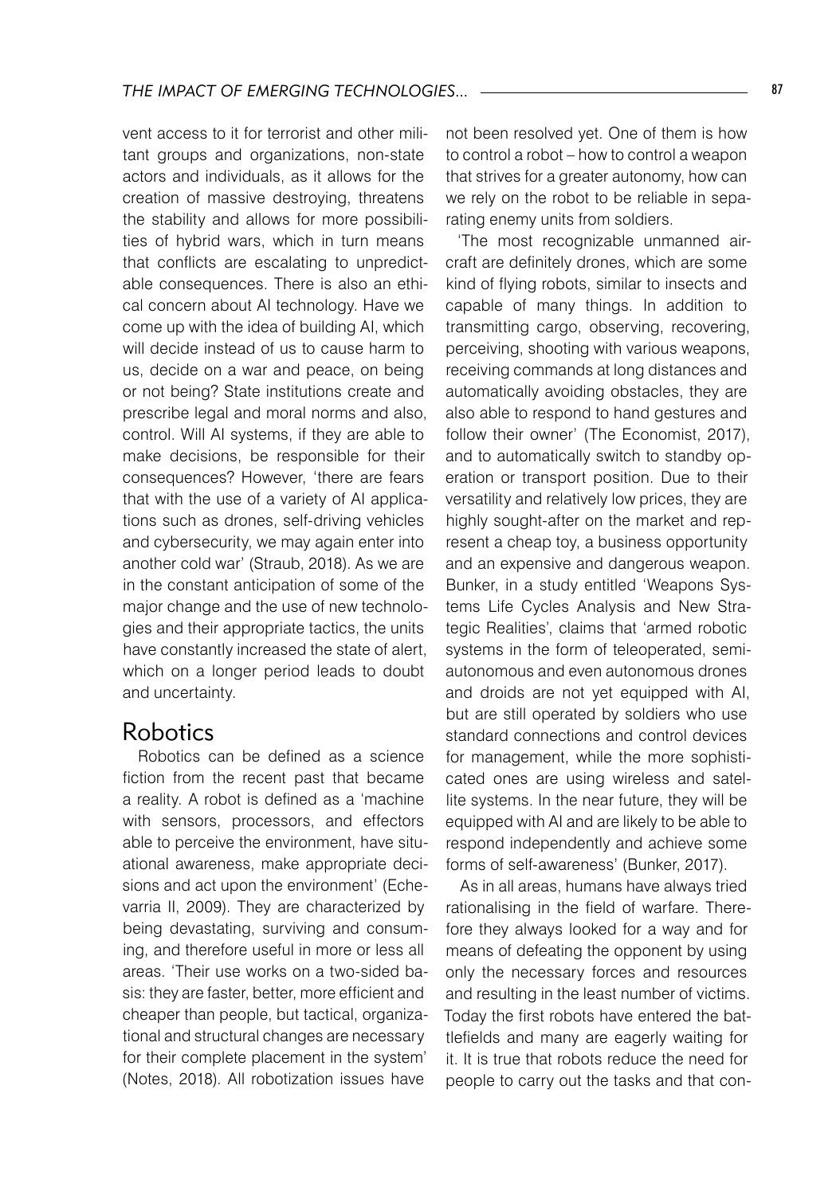vent access to it for terrorist and other militant groups and organizations, non-state actors and individuals, as it allows for the creation of massive destroying, threatens the stability and allows for more possibilities of hybrid wars, which in turn means that conflicts are escalating to unpredictable consequences. There is also an ethical concern about AI technology. Have we come up with the idea of building AI, which will decide instead of us to cause harm to us, decide on a war and peace, on being or not being? State institutions create and prescribe legal and moral norms and also, control. Will AI systems, if they are able to make decisions, be responsible for their consequences? However, 'there are fears that with the use of a variety of AI applications such as drones, self-driving vehicles and cybersecurity, we may again enter into another cold war' (Straub, 2018). As we are in the constant anticipation of some of the major change and the use of new technologies and their appropriate tactics, the units have constantly increased the state of alert, which on a longer period leads to doubt and uncertainty.

## Robotics

Robotics can be defined as a science fiction from the recent past that became a reality. A robot is defined as a 'machine with sensors, processors, and effectors able to perceive the environment, have situational awareness, make appropriate decisions and act upon the environment' (Echevarria II, 2009). They are characterized by being devastating, surviving and consuming, and therefore useful in more or less all areas. 'Their use works on a two-sided basis: they are faster, better, more efficient and cheaper than people, but tactical, organizational and structural changes are necessary for their complete placement in the system' (Notes, 2018). All robotization issues have not been resolved yet. One of them is how to control a robot – how to control a weapon that strives for a greater autonomy, how can we rely on the robot to be reliable in separating enemy units from soldiers.

'The most recognizable unmanned aircraft are definitely drones, which are some kind of flying robots, similar to insects and capable of many things. In addition to transmitting cargo, observing, recovering, perceiving, shooting with various weapons, receiving commands at long distances and automatically avoiding obstacles, they are also able to respond to hand gestures and follow their owner' (The Economist, 2017), and to automatically switch to standby operation or transport position. Due to their versatility and relatively low prices, they are highly sought-after on the market and represent a cheap toy, a business opportunity and an expensive and dangerous weapon. Bunker, in a study entitled 'Weapons Systems Life Cycles Analysis and New Strategic Realities', claims that 'armed robotic systems in the form of teleoperated, semi-autonomous and even autonomous drones and droids are not yet equipped with AI, but are still operated by soldiers who use standard connections and control devices for management, while the more sophisticated ones are using wireless and satellite systems. In the near future, they will be equipped with AI and are likely to be able to respond independently and achieve some forms of self-awareness' (Bunker, 2017).

As in all areas, humans have always tried rationalising in the field of warfare. Therefore they always looked for a way and for means of defeating the opponent by using only the necessary forces and resources and resulting in the least number of victims. Today the first robots have entered the battlefields and many are eagerly waiting for it. It is true that robots reduce the need for people to carry out the tasks and that con-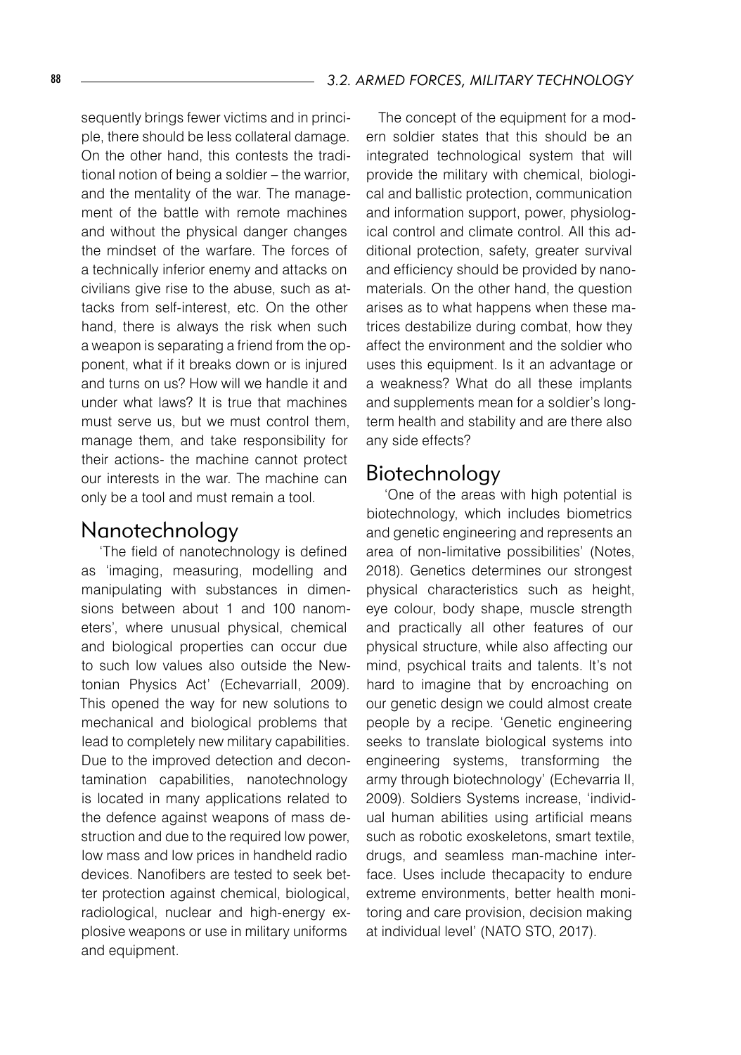sequently brings fewer victims and in principle, there should be less collateral damage. On the other hand, this contests the traditional notion of being a soldier – the warrior, and the mentality of the war. The management of the battle with remote machines and without the physical danger changes the mindset of the warfare. The forces of a technically inferior enemy and attacks on civilians give rise to the abuse, such as attacks from self-interest, etc. On the other hand, there is always the risk when such a weapon is separating a friend from the opponent, what if it breaks down or is injured and turns on us? How will we handle it and under what laws? It is true that machines must serve us, but we must control them, manage them, and take responsibility for their actions- the machine cannot protect our interests in the war. The machine can only be a tool and must remain a tool.

## Nanotechnology

'The field of nanotechnology is defined as 'imaging, measuring, modelling and manipulating with substances in dimensions between about 1 and 100 nanometers', where unusual physical, chemical and biological properties can occur due to such low values also outside the Newtonian Physics Act' (EchevarriaII, 2009). This opened the way for new solutions to mechanical and biological problems that lead to completely new military capabilities. Due to the improved detection and decontamination capabilities, nanotechnology is located in many applications related to the defence against weapons of mass destruction and due to the required low power, low mass and low prices in handheld radio devices. Nanofibers are tested to seek better protection against chemical, biological, radiological, nuclear and high-energy explosive weapons or use in military uniforms and equipment.

The concept of the equipment for a modern soldier states that this should be an integrated technological system that will provide the military with chemical, biological and ballistic protection, communication and information support, power, physiological control and climate control. All this additional protection, safety, greater survival and efficiency should be provided by nanomaterials. On the other hand, the question arises as to what happens when these matrices destabilize during combat, how they affect the environment and the soldier who uses this equipment. Is it an advantage or a weakness? What do all these implants and supplements mean for a soldier's long-term health and stability and are there also any side effects?

## Biotechnology

'One of the areas with high potential is biotechnology, which includes biometrics and genetic engineering and represents an area of non-limitative possibilities' (Notes, 2018). Genetics determines our strongest physical characteristics such as height, eye colour, body shape, muscle strength and practically all other features of our physical structure, while also affecting our mind, psychical traits and talents. It's not hard to imagine that by encroaching on our genetic design we could almost create people by a recipe. 'Genetic engineering seeks to translate biological systems into engineering systems, transforming the army through biotechnology' (Echevarria II, 2009). Soldiers Systems increase, 'individual human abilities using artificial means such as robotic exoskeletons, smart textile, drugs, and seamless man-machine interface. Uses include thecapacity to endure extreme environments, better health monitoring and care provision, decision making at individual level' (NATO STO, 2017).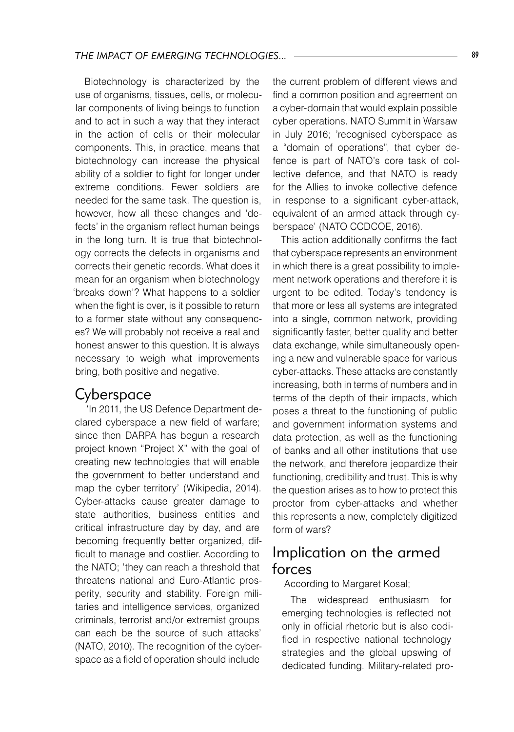Biotechnology is characterized by the use of organisms, tissues, cells, or molecular components of living beings to function and to act in such a way that they interact in the action of cells or their molecular components. This, in practice, means that biotechnology can increase the physical ability of a soldier to fight for longer under extreme conditions. Fewer soldiers are needed for the same task. The question is, however, how all these changes and 'defects' in the organism reflect human beings in the long turn. It is true that biotechnology corrects the defects in organisms and corrects their genetic records. What does it mean for an organism when biotechnology 'breaks down'? What happens to a soldier when the fight is over, is it possible to return to a former state without any consequences? We will probably not receive a real and honest answer to this question. It is always necessary to weigh what improvements bring, both positive and negative.

## Cyberspace

'In 2011, the US Defence Department declared cyberspace a new field of warfare; since then DARPA has begun a research project known "Project X" with the goal of creating new technologies that will enable the government to better understand and map the cyber territory' (Wikipedia, 2014). Cyber-attacks cause greater damage to state authorities, business entities and critical infrastructure day by day, and are becoming frequently better organized, difficult to manage and costlier. According to the NATO; 'they can reach a threshold that threatens national and Euro-Atlantic prosperity, security and stability. Foreign militaries and intelligence services, organized criminals, terrorist and/or extremist groups can each be the source of such attacks' (NATO, 2010). The recognition of the cyberspace as a field of operation should include the current problem of different views and find a common position and agreement on a cyber-domain that would explain possible cyber operations. NATO Summit in Warsaw in July 2016; 'recognised cyberspace as a "domain of operations", that cyber defence is part of NATO's core task of collective defence, and that NATO is ready for the Allies to invoke collective defence in response to a significant cyber-attack, equivalent of an armed attack through cyberspace' (NATO CCDCOE, 2016).

This action additionally confirms the fact that cyberspace represents an environment in which there is a great possibility to implement network operations and therefore it is urgent to be edited. Today's tendency is that more or less all systems are integrated into a single, common network, providing significantly faster, better quality and better data exchange, while simultaneously opening a new and vulnerable space for various cyber-attacks. These attacks are constantly increasing, both in terms of numbers and in terms of the depth of their impacts, which poses a threat to the functioning of public and government information systems and data protection, as well as the functioning of banks and all other institutions that use the network, and therefore jeopardize their functioning, credibility and trust. This is why the question arises as to how to protect this proctor from cyber-attacks and whether this represents a new, completely digitized form of wars?

## Implication on the armed forces

According to Margaret Kosal;

> The widespread enthusiasm for emerging technologies is reflected not only in official rhetoric but is also codified in respective national technology strategies and the global upswing of dedicated funding. Military-related pro-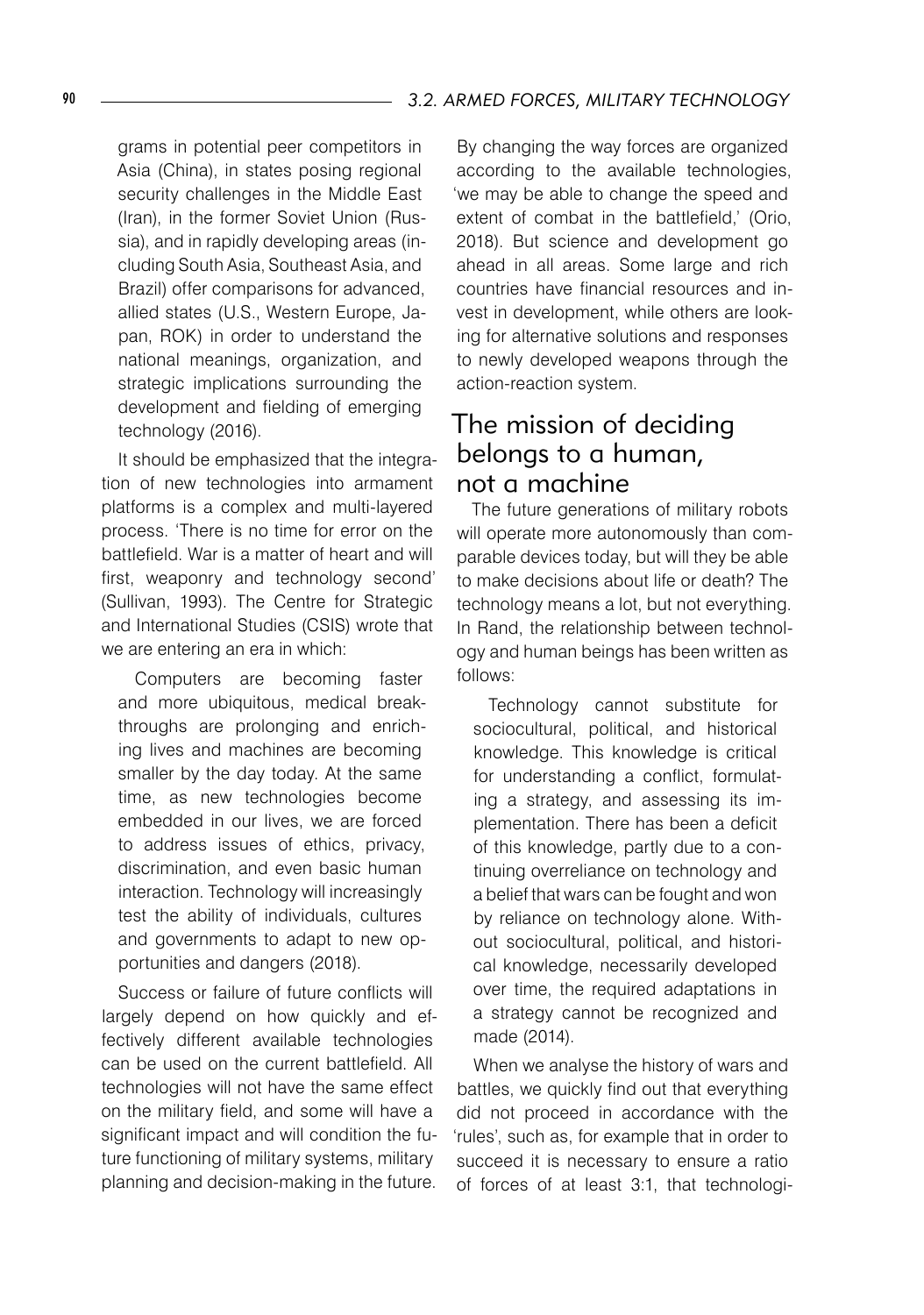grams in potential peer competitors in Asia (China), in states posing regional security challenges in the Middle East (Iran), in the former Soviet Union (Russia), and in rapidly developing areas (including South Asia, Southeast Asia, and Brazil) offer comparisons for advanced, allied states (U.S., Western Europe, Japan, ROK) in order to understand the national meanings, organization, and strategic implications surrounding the development and fielding of emerging technology (2016).

It should be emphasized that the integration of new technologies into armament platforms is a complex and multi-layered process. 'There is no time for error on the battlefield. War is a matter of heart and will first, weaponry and technology second' (Sullivan, 1993). The Centre for Strategic and International Studies (CSIS) wrote that we are entering an era in which:

> Computers are becoming faster and more ubiquitous, medical breakthroughs are prolonging and enriching lives and machines are becoming smaller by the day today. At the same time, as new technologies become embedded in our lives, we are forced to address issues of ethics, privacy, discrimination, and even basic human interaction. Technology will increasingly test the ability of individuals, cultures and governments to adapt to new opportunities and dangers (2018).

Success or failure of future conflicts will largely depend on how quickly and effectively different available technologies can be used on the current battlefield. All technologies will not have the same effect on the military field, and some will have a significant impact and will condition the future functioning of military systems, military planning and decision-making in the future. By changing the way forces are organized according to the available technologies, 'we may be able to change the speed and extent of combat in the battlefield,' (Orio, 2018). But science and development go ahead in all areas. Some large and rich countries have financial resources and invest in development, while others are looking for alternative solutions and responses to newly developed weapons through the action-reaction system.

## The mission of deciding belongs to a human, not a machine

The future generations of military robots will operate more autonomously than comparable devices today, but will they be able to make decisions about life or death? The technology means a lot, but not everything. In Rand, the relationship between technology and human beings has been written as follows:

> Technology cannot substitute for sociocultural, political, and historical knowledge. This knowledge is critical for understanding a conflict, formulating a strategy, and assessing its implementation. There has been a deficit of this knowledge, partly due to a continuing overreliance on technology and a belief that wars can be fought and won by reliance on technology alone. Without sociocultural, political, and historical knowledge, necessarily developed over time, the required adaptations in a strategy cannot be recognized and made (2014).

When we analyse the history of wars and battles, we quickly find out that everything did not proceed in accordance with the 'rules', such as, for example that in order to succeed it is necessary to ensure a ratio of forces of at least 3:1, that technologi-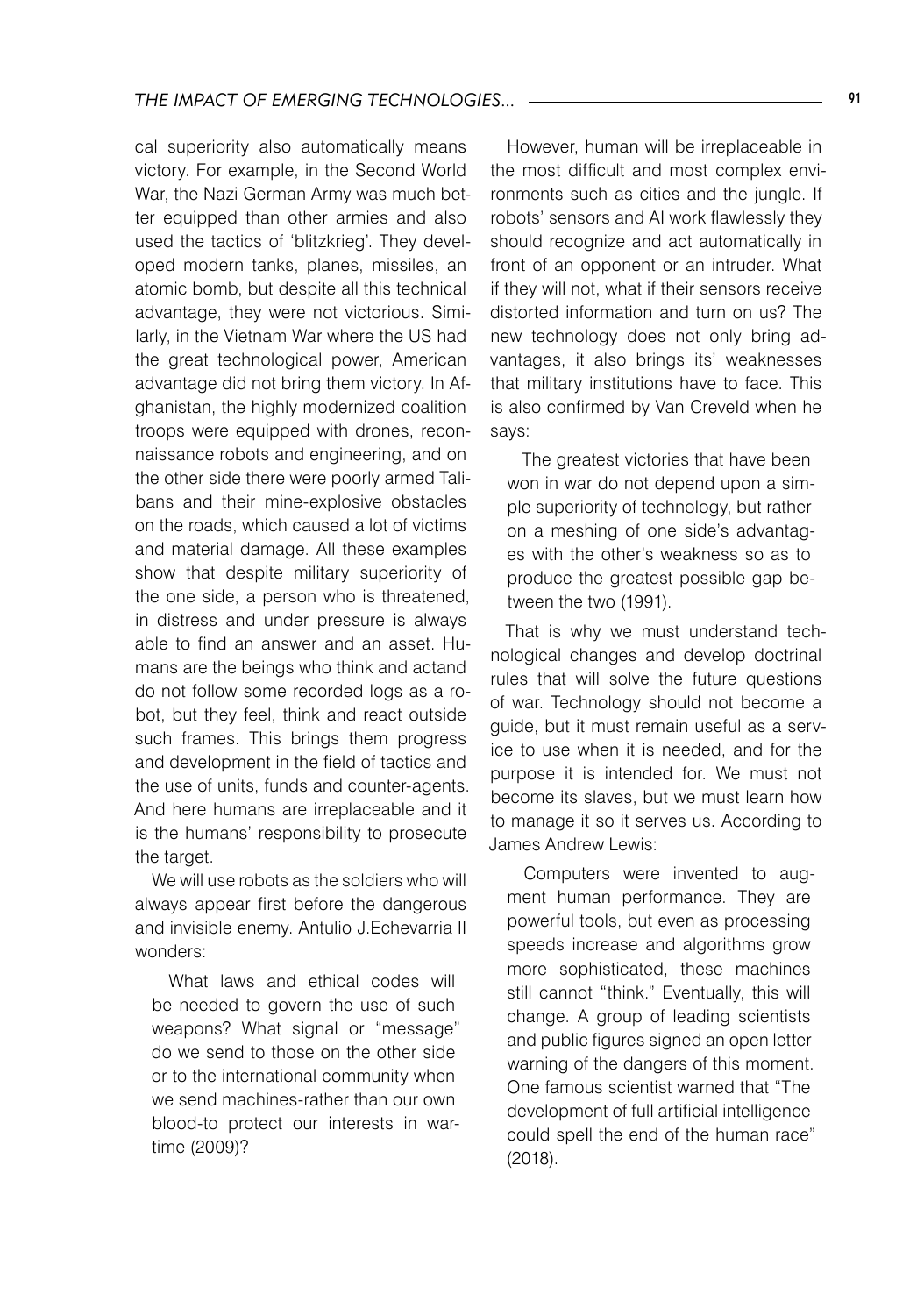cal superiority also automatically means victory. For example, in the Second World War, the Nazi German Army was much better equipped than other armies and also used the tactics of 'blitzkrieg'. They developed modern tanks, planes, missiles, an atomic bomb, but despite all this technical advantage, they were not victorious. Similarly, in the Vietnam War where the US had the great technological power, American advantage did not bring them victory. In Afghanistan, the highly modernized coalition troops were equipped with drones, reconnaissance robots and engineering, and on the other side there were poorly armed Talibans and their mine-explosive obstacles on the roads, which caused a lot of victims and material damage. All these examples show that despite military superiority of the one side, a person who is threatened, in distress and under pressure is always able to find an answer and an asset. Humans are the beings who think and actand do not follow some recorded logs as a robot, but they feel, think and react outside such frames. This brings them progress and development in the field of tactics and the use of units, funds and counter-agents. And here humans are irreplaceable and it is the humans' responsibility to prosecute the target.

We will use robots as the soldiers who will always appear first before the dangerous and invisible enemy. Antulio J.Echevarria II wonders:

> What laws and ethical codes will be needed to govern the use of such weapons? What signal or "message" do we send to those on the other side or to the international community when we send machines-rather than our own blood-to protect our interests in wartime (2009)?

However, human will be irreplaceable in the most difficult and most complex environments such as cities and the jungle. If robots' sensors and AI work flawlessly they should recognize and act automatically in front of an opponent or an intruder. What if they will not, what if their sensors receive distorted information and turn on us? The new technology does not only bring advantages, it also brings its' weaknesses that military institutions have to face. This is also confirmed by Van Creveld when he says:

> The greatest victories that have been won in war do not depend upon a simple superiority of technology, but rather on a meshing of one side's advantages with the other's weakness so as to produce the greatest possible gap between the two (1991).

That is why we must understand technological changes and develop doctrinal rules that will solve the future questions of war. Technology should not become a guide, but it must remain useful as a service to use when it is needed, and for the purpose it is intended for. We must not become its slaves, but we must learn how to manage it so it serves us. According to James Andrew Lewis:

> Computers were invented to augment human performance. They are powerful tools, but even as processing speeds increase and algorithms grow more sophisticated, these machines still cannot "think." Eventually, this will change. A group of leading scientists and public figures signed an open letter warning of the dangers of this moment. One famous scientist warned that "The development of full artificial intelligence could spell the end of the human race" (2018).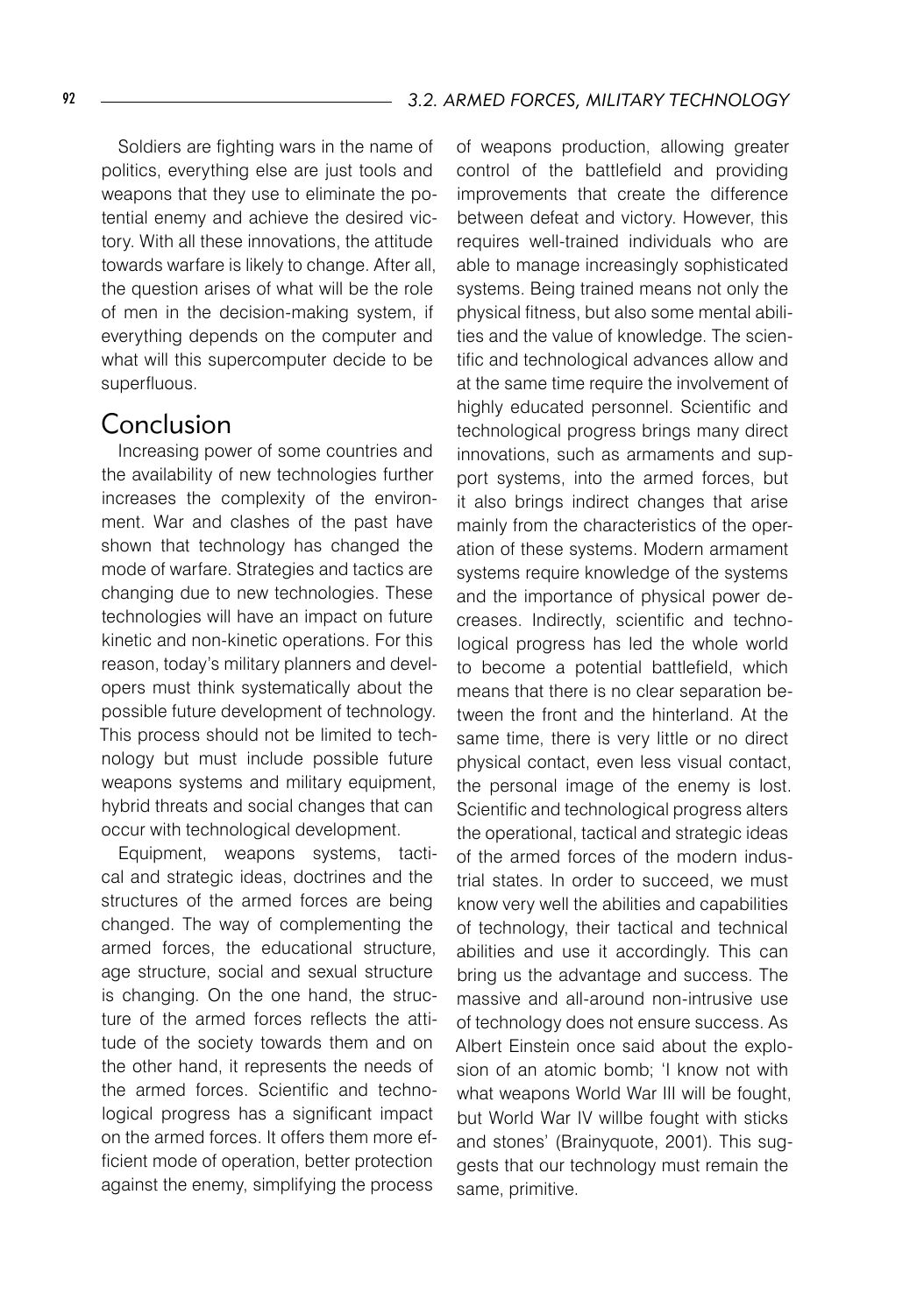Soldiers are fighting wars in the name of politics, everything else are just tools and weapons that they use to eliminate the potential enemy and achieve the desired victory. With all these innovations, the attitude towards warfare is likely to change. After all, the question arises of what will be the role of men in the decision-making system, if everything depends on the computer and what will this supercomputer decide to be superfluous.

## Conclusion

Increasing power of some countries and the availability of new technologies further increases the complexity of the environment. War and clashes of the past have shown that technology has changed the mode of warfare. Strategies and tactics are changing due to new technologies. These technologies will have an impact on future kinetic and non-kinetic operations. For this reason, today's military planners and developers must think systematically about the possible future development of technology. This process should not be limited to technology but must include possible future weapons systems and military equipment, hybrid threats and social changes that can occur with technological development.

Equipment, weapons systems, tactical and strategic ideas, doctrines and the structures of the armed forces are being changed. The way of complementing the armed forces, the educational structure, age structure, social and sexual structure is changing. On the one hand, the structure of the armed forces reflects the attitude of the society towards them and on the other hand, it represents the needs of the armed forces. Scientific and technological progress has a significant impact on the armed forces. It offers them more efficient mode of operation, better protection against the enemy, simplifying the process of weapons production, allowing greater control of the battlefield and providing improvements that create the difference between defeat and victory. However, this requires well-trained individuals who are able to manage increasingly sophisticated systems. Being trained means not only the physical fitness, but also some mental abilities and the value of knowledge. The scientific and technological advances allow and at the same time require the involvement of highly educated personnel. Scientific and technological progress brings many direct innovations, such as armaments and support systems, into the armed forces, but it also brings indirect changes that arise mainly from the characteristics of the operation of these systems. Modern armament systems require knowledge of the systems and the importance of physical power decreases. Indirectly, scientific and technological progress has led the whole world to become a potential battlefield, which means that there is no clear separation between the front and the hinterland. At the same time, there is very little or no direct physical contact, even less visual contact, the personal image of the enemy is lost. Scientific and technological progress alters the operational, tactical and strategic ideas of the armed forces of the modern industrial states. In order to succeed, we must know very well the abilities and capabilities of technology, their tactical and technical abilities and use it accordingly. This can bring us the advantage and success. The massive and all-around non-intrusive use of technology does not ensure success. As Albert Einstein once said about the explosion of an atomic bomb; 'I know not with what weapons World War III will be fought, but World War IV willbe fought with sticks and stones' (Brainyquote, 2001). This suggests that our technology must remain the same, primitive.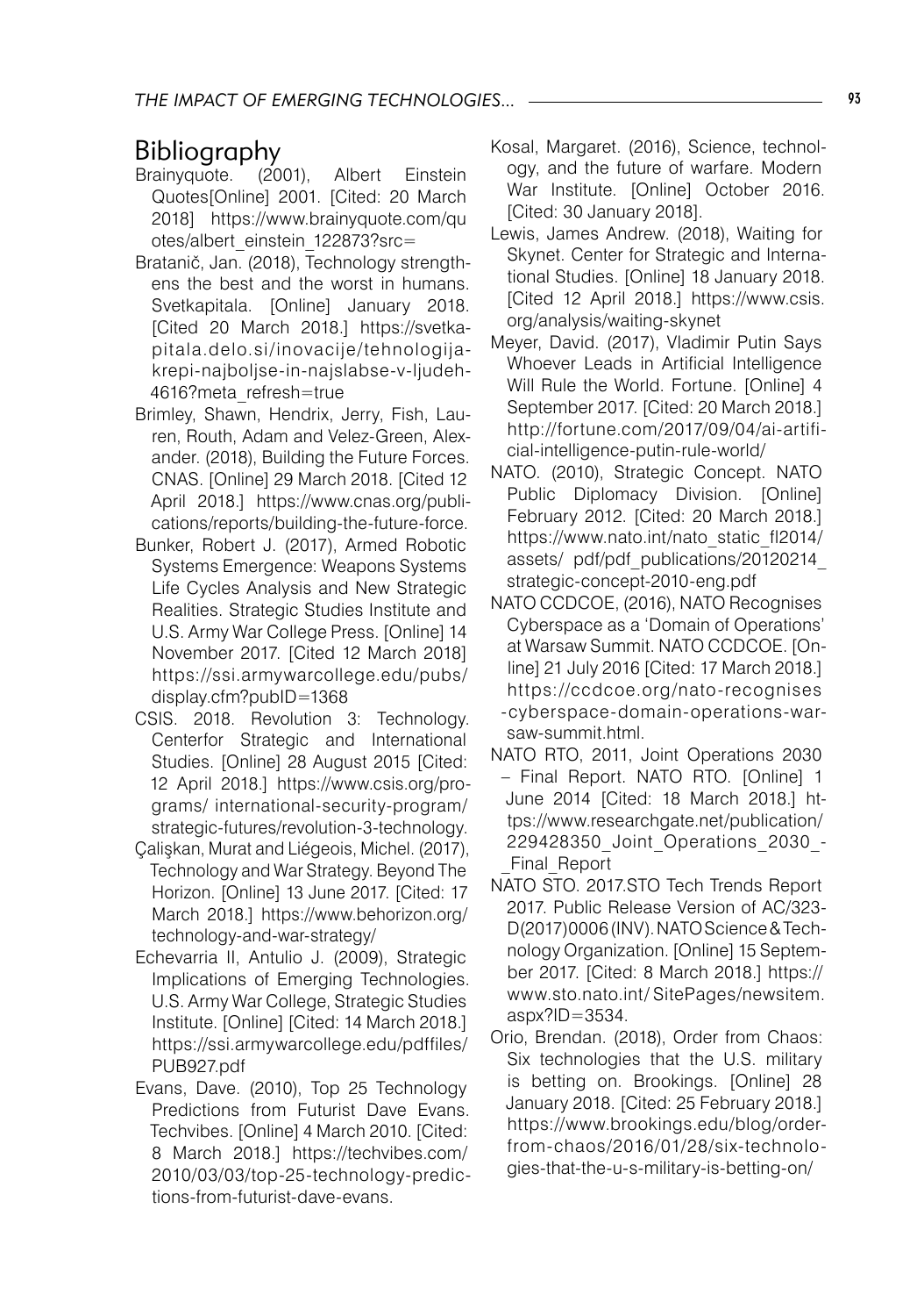## Bibliography

Brainyquote. (2001), Albert Einstein Quotes[Online] 2001. [Cited: 20 March 2018] https://www.brainyquote.com/quotes/albert_einstein_122873?src=

Bratanič, Jan. (2018), Technology strengthens the best and the worst in humans. Svetkapitala. [Online] January 2018. [Cited 20 March 2018.] https://svetkapitala.delo.si/inovacije/tehnologija-krepi-najboljse-in-najslabse-v-ljudeh-4616?meta_refresh=true

Brimley, Shawn, Hendrix, Jerry, Fish, Lauren, Routh, Adam and Velez-Green, Alexander. (2018), Building the Future Forces. CNAS. [Online] 29 March 2018. [Cited 12 April 2018.] https://www.cnas.org/publications/reports/building-the-future-force.

Bunker, Robert J. (2017), Armed Robotic Systems Emergence: Weapons Systems Life Cycles Analysis and New Strategic Realities. Strategic Studies Institute and U.S. Army War College Press. [Online] 14 November 2017. [Cited 12 March 2018] https://ssi.armywarcollege.edu/pubs/display.cfm?pubID=1368

CSIS. 2018. Revolution 3: Technology. Centerfor Strategic and International Studies. [Online] 28 August 2015 [Cited: 12 April 2018.] https://www.csis.org/programs/ international-security-program/ strategic-futures/revolution-3-technology.

Çalişkan, Murat and Liégeois, Michel. (2017), Technology and War Strategy. Beyond The Horizon. [Online] 13 June 2017. [Cited: 17 March 2018.] https://www.behorizon.org/technology-and-war-strategy/

Echevarria II, Antulio J. (2009), Strategic Implications of Emerging Technologies. U.S. Army War College, Strategic Studies Institute. [Online] [Cited: 14 March 2018.] https://ssi.armywarcollege.edu/pdffiles/PUB927.pdf

Evans, Dave. (2010), Top 25 Technology Predictions from Futurist Dave Evans. Techvibes. [Online] 4 March 2010. [Cited: 8 March 2018.] https://techvibes.com/2010/03/03/top-25-technology-predictions-from-futurist-dave-evans.

Kosal, Margaret. (2016), Science, technology, and the future of warfare. Modern War Institute. [Online] October 2016. [Cited: 30 January 2018].

Lewis, James Andrew. (2018), Waiting for Skynet. Center for Strategic and International Studies. [Online] 18 January 2018. [Cited 12 April 2018.] https://www.csis.org/analysis/waiting-skynet

Meyer, David. (2017), Vladimir Putin Says Whoever Leads in Artificial Intelligence Will Rule the World. Fortune. [Online] 4 September 2017. [Cited: 20 March 2018.] http://fortune.com/2017/09/04/ai-artificial-intelligence-putin-rule-world/

NATO. (2010), Strategic Concept. NATO Public Diplomacy Division. [Online] February 2012. [Cited: 20 March 2018.] https://www.nato.int/nato_static_fl2014/assets/ pdf/pdf_publications/20120214_strategic-concept-2010-eng.pdf

NATO CCDCOE, (2016), NATO Recognises Cyberspace as a 'Domain of Operations' at Warsaw Summit. NATO CCDCOE. [Online] 21 July 2016 [Cited: 17 March 2018.] https://ccdcoe.org/nato-recognises-cyberspace-domain-operations-warsaw-summit.html.

NATO RTO, 2011, Joint Operations 2030 – Final Report. NATO RTO. [Online] 1 June 2014 [Cited: 18 March 2018.] https://www.researchgate.net/publication/229428350_Joint_Operations_2030_-_Final_Report

NATO STO. 2017.STO Tech Trends Report 2017. Public Release Version of AC/323-D(2017)0006 (INV). NATO Science & Technology Organization. [Online] 15 September 2017. [Cited: 8 March 2018.] https://www.sto.nato.int/ SitePages/newsitem.aspx?ID=3534.

Orio, Brendan. (2018), Order from Chaos: Six technologies that the U.S. military is betting on. Brookings. [Online] 28 January 2018. [Cited: 25 February 2018.] https://www.brookings.edu/blog/order-from-chaos/2016/01/28/six-technologies-that-the-u-s-military-is-betting-on/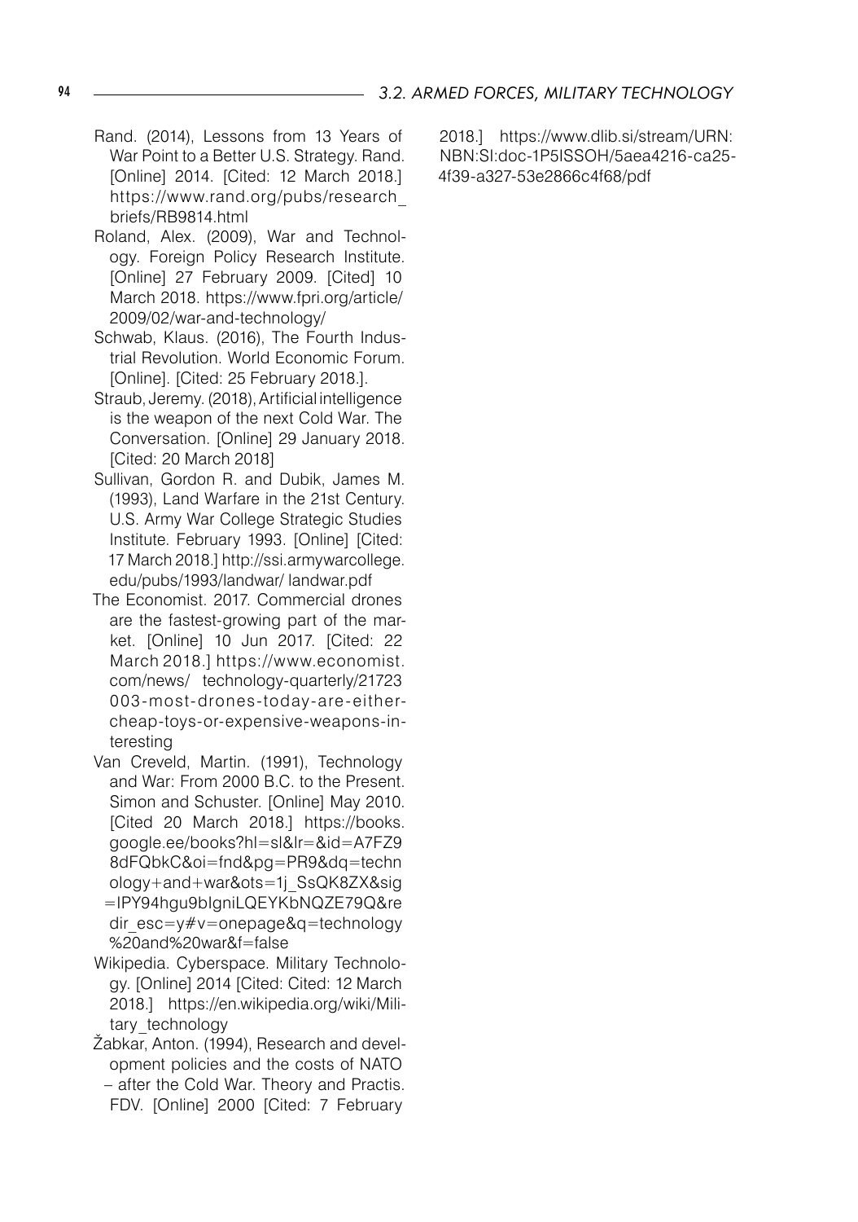Rand. (2014), Lessons from 13 Years of War Point to a Better U.S. Strategy. Rand. [Online] 2014. [Cited: 12 March 2018.] https://www.rand.org/pubs/research_briefs/RB9814.html

Roland, Alex. (2009), War and Technology. Foreign Policy Research Institute. [Online] 27 February 2009. [Cited] 10 March 2018. https://www.fpri.org/article/2009/02/war-and-technology/

Schwab, Klaus. (2016), The Fourth Industrial Revolution. World Economic Forum. [Online]. [Cited: 25 February 2018.].

Straub, Jeremy. (2018), Artificial intelligence is the weapon of the next Cold War. The Conversation. [Online] 29 January 2018. [Cited: 20 March 2018]

Sullivan, Gordon R. and Dubik, James M. (1993), Land Warfare in the 21st Century. U.S. Army War College Strategic Studies Institute. February 1993. [Online] [Cited: 17 March 2018.] http://ssi.armywarcollege.edu/pubs/1993/landwar/ landwar.pdf

The Economist. 2017. Commercial drones are the fastest-growing part of the market. [Online] 10 Jun 2017. [Cited: 22 March 2018.] https://www.economist.com/news/ technology-quarterly/21723003-most-drones-today-are-either-cheap-toys-or-expensive-weapons-interesting

Van Creveld, Martin. (1991), Technology and War: From 2000 B.C. to the Present. Simon and Schuster. [Online] May 2010. [Cited 20 March 2018.] https://books.google.ee/books?hl=sl&lr=&id=A7FZ98dFQbkC&oi=fnd&pg=PR9&dq=technology+and+war&ots=1j_SsQK8ZX&sig=lPY94hgu9bIgniLQEYKbNQZE79Q&redir_esc=y#v=onepage&q=technology%20and%20war&f=false

Wikipedia. Cyberspace. Military Technology. [Online] 2014 [Cited: Cited: 12 March 2018.] https://en.wikipedia.org/wiki/Military_technology

Žabkar, Anton. (1994), Research and development policies and the costs of NATO – after the Cold War. Theory and Practis. FDV. [Online] 2000 [Cited: 7 February 2018.] https://www.dlib.si/stream/URN:NBN:SI:doc-1P5ISSOH/5aea4216-ca25-4f39-a327-53e2866c4f68/pdf